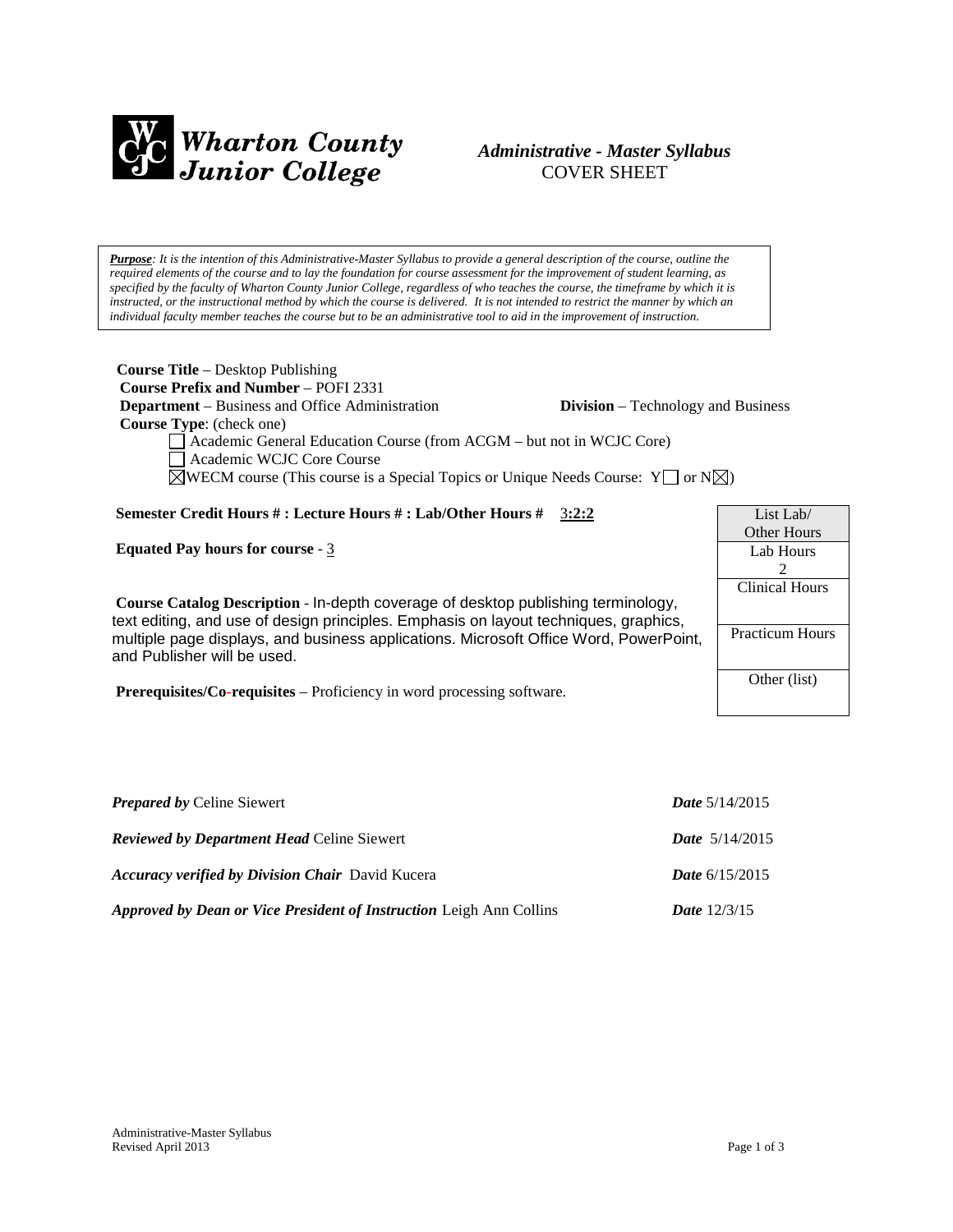**Wharton County Junior College**

# *Administrative - Master Syllabus*
COVER SHEET

***Purpose****: It is the intention of this Administrative-Master Syllabus to provide a general description of the course, outline the required elements of the course and to lay the foundation for course assessment for the improvement of student learning, as specified by the faculty of Wharton County Junior College, regardless of who teaches the course, the timeframe by which it is instructed, or the instructional method by which the course is delivered. It is not intended to restrict the manner by which an individual faculty member teaches the course but to be an administrative tool to aid in the improvement of instruction.*

**Course Title** – Desktop Publishing
**Course Prefix and Number** – POFI 2331
**Department** – Business and Office Administration **Division** – Technology and Business
**Course Type**: (check one)

- ☐ Academic General Education Course (from ACGM – but not in WCJC Core)
- ☐ Academic WCJC Core Course
- ☒ WECM course (This course is a Special Topics or Unique Needs Course: Y☐ or N☒)

**Semester Credit Hours # : Lecture Hours # : Lab/Other Hours #** 3**:2:2**

**Equated Pay hours for course** - 3

**Course Catalog Description** - In-depth coverage of desktop publishing terminology, text editing, and use of design principles. Emphasis on layout techniques, graphics, multiple page displays, and business applications. Microsoft Office Word, PowerPoint, and Publisher will be used.

**Prerequisites/Co-requisites** – Proficiency in word processing software.

| List Lab/ Other Hours |
|---|
| Lab Hours 2 |
| Clinical Hours |
| Practicum Hours |
| Other (list) |

***Prepared by*** Celine Siewert ***Date*** 5/14/2015

***Reviewed by Department Head*** Celine Siewert ***Date*** 5/14/2015

***Accuracy verified by Division Chair*** David Kucera ***Date*** 6/15/2015

***Approved by Dean or Vice President of Instruction*** Leigh Ann Collins ***Date*** 12/3/15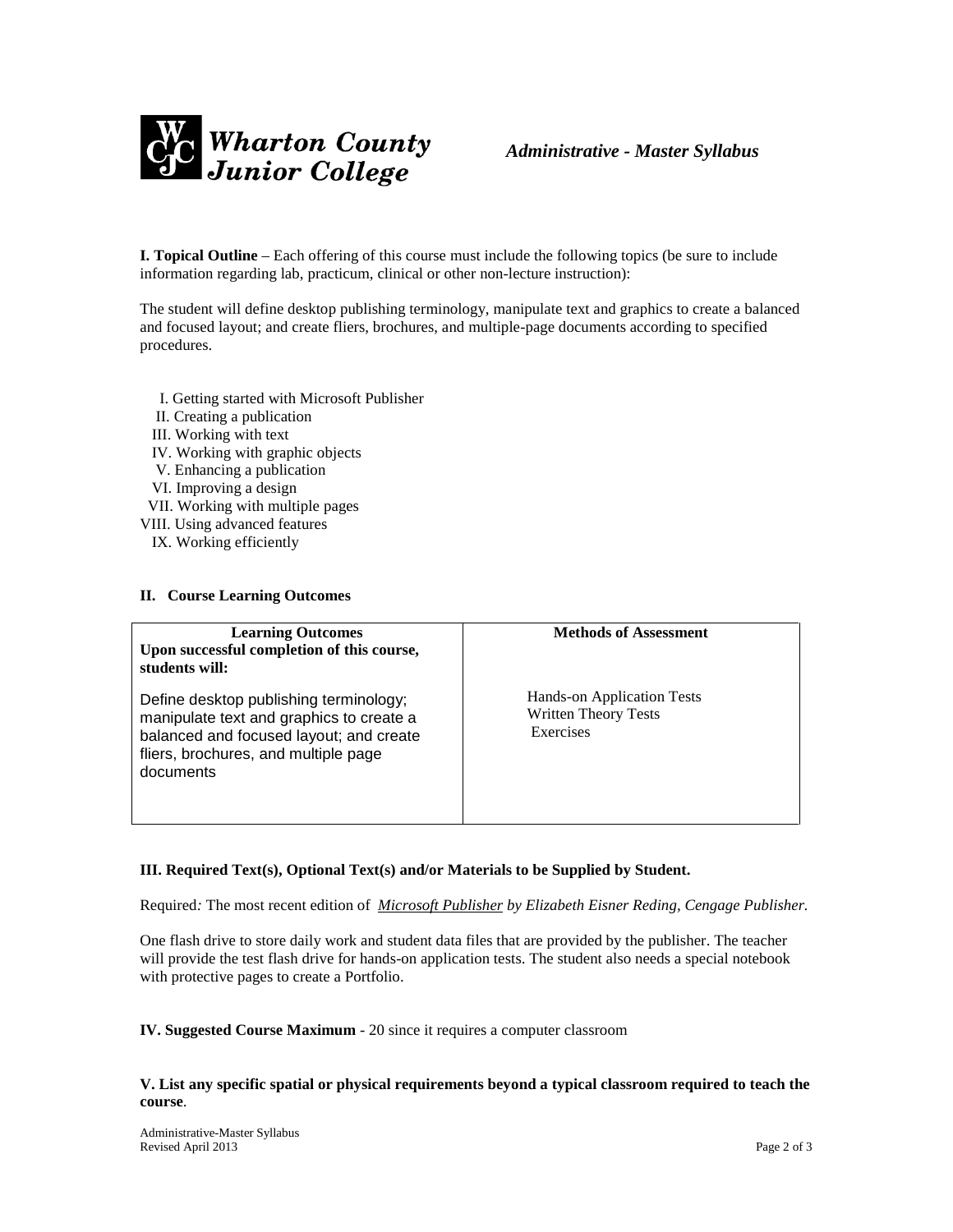**I. Topical Outline** – Each offering of this course must include the following topics (be sure to include information regarding lab, practicum, clinical or other non-lecture instruction):

The student will define desktop publishing terminology, manipulate text and graphics to create a balanced and focused layout; and create fliers, brochures, and multiple-page documents according to specified procedures.

I. Getting started with Microsoft Publisher
II. Creating a publication
III. Working with text
IV. Working with graphic objects
V. Enhancing a publication
VI. Improving a design
VII. Working with multiple pages
VIII. Using advanced features
IX. Working efficiently

**II. Course Learning Outcomes**

| Learning Outcomes<br>Upon successful completion of this course, students will: | Methods of Assessment |
|---|---|
| Define desktop publishing terminology; manipulate text and graphics to create a balanced and focused layout; and create fliers, brochures, and multiple page documents | Hands-on Application Tests<br>Written Theory Tests<br>Exercises |

**III. Required Text(s), Optional Text(s) and/or Materials to be Supplied by Student.**

Required*:* The most recent edition of *Microsoft Publisher by Elizabeth Eisner Reding, Cengage Publisher.*

One flash drive to store daily work and student data files that are provided by the publisher. The teacher will provide the test flash drive for hands-on application tests. The student also needs a special notebook with protective pages to create a Portfolio.

**IV. Suggested Course Maximum** - 20 since it requires a computer classroom

**V. List any specific spatial or physical requirements beyond a typical classroom required to teach the course**.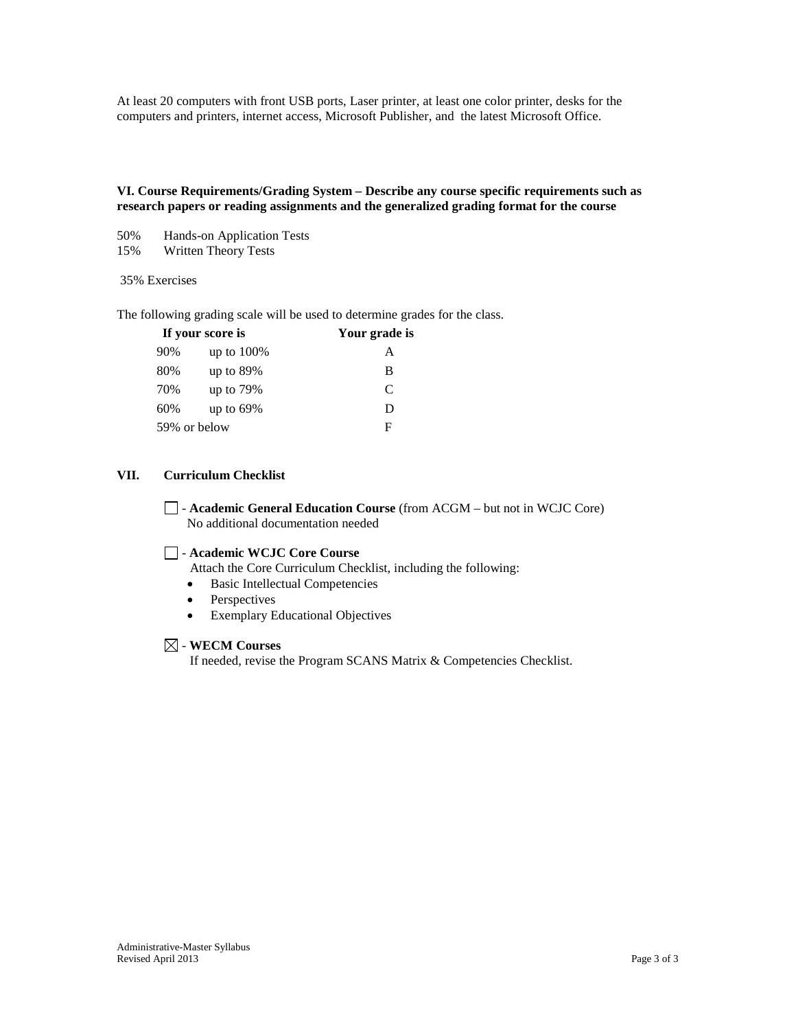At least 20 computers with front USB ports, Laser printer, at least one color printer, desks for the computers and printers, internet access, Microsoft Publisher, and the latest Microsoft Office.

**VI. Course Requirements/Grading System – Describe any course specific requirements such as research papers or reading assignments and the generalized grading format for the course**

50% Hands-on Application Tests
15% Written Theory Tests

35% Exercises

The following grading scale will be used to determine grades for the class.

| If your score is | | Your grade is |
|---|---|---|
| 90% | up to 100% | A |
| 80% | up to 89% | B |
| 70% | up to 79% | C |
| 60% | up to 69% | D |
| 59% or below | | F |

**VII. Curriculum Checklist**

☐ - **Academic General Education Course** (from ACGM – but not in WCJC Core)
No additional documentation needed

☐ - **Academic WCJC Core Course**
Attach the Core Curriculum Checklist, including the following:

- Basic Intellectual Competencies
- Perspectives
- Exemplary Educational Objectives

☒ - **WECM Courses**
If needed, revise the Program SCANS Matrix & Competencies Checklist.

Administrative-Master Syllabus
Revised April 2013